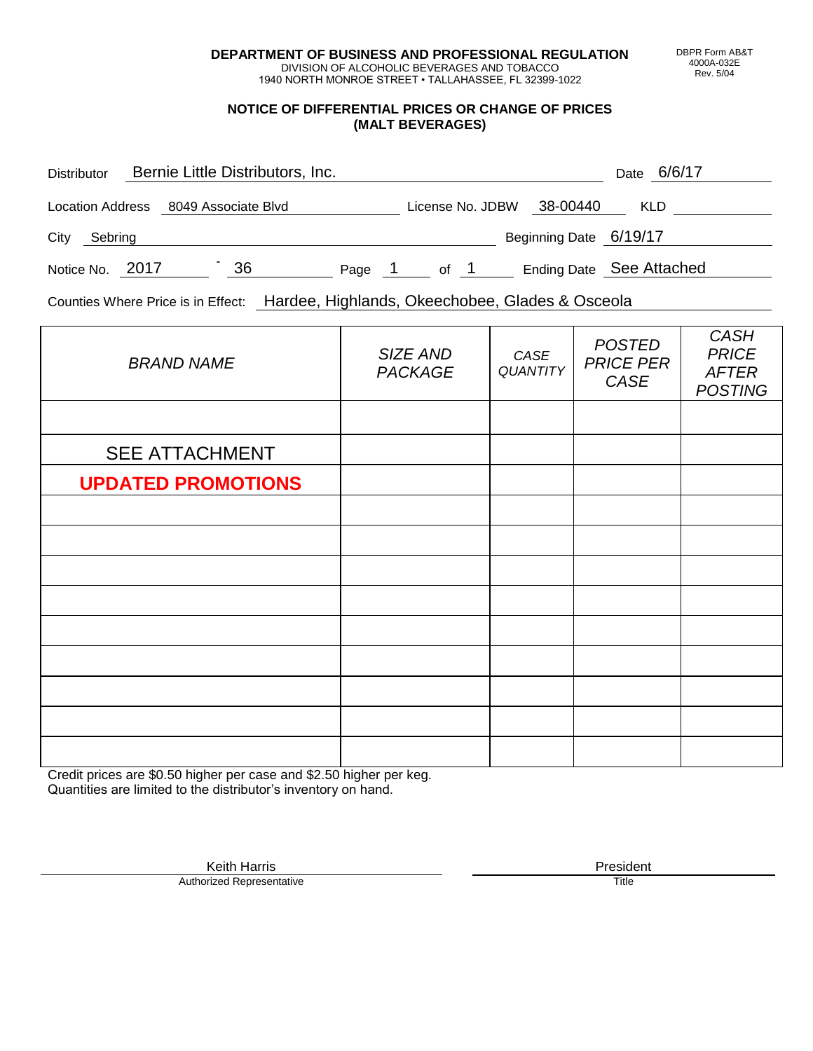**DEPARTMENT OF BUSINESS AND PROFESSIONAL REGULATION**
DIVISION OF ALCOHOLIC BEVERAGES AND TOBACCO
1940 NORTH MONROE STREET • TALLAHASSEE, FL 32399-1022

DBPR Form AB&T
4000A-032E
Rev. 5/04

## NOTICE OF DIFFERENTIAL PRICES OR CHANGE OF PRICES (MALT BEVERAGES)

Distributor: Bernie Little Distributors, Inc. Date: 6/6/17

Location Address: 8049 Associate Blvd License No. JDBW 38-00440 KLD

City: Sebring Beginning Date: 6/19/17

Notice No. 2017 - 36 Page 1 of 1 Ending Date: See Attached

Counties Where Price is in Effect: Hardee, Highlands, Okeechobee, Glades & Osceola

| *BRAND NAME* | *SIZE AND PACKAGE* | *CASE QUANTITY* | *POSTED PRICE PER CASE* | *CASH PRICE AFTER POSTING* |
|---|---|---|---|---|
| | | | | |
| SEE ATTACHMENT | | | | |
| **UPDATED PROMOTIONS** | | | | |
| | | | | |
| | | | | |
| | | | | |
| | | | | |
| | | | | |
| | | | | |
| | | | | |
| | | | | |
| | | | | |

Credit prices are $0.50 higher per case and $2.50 higher per keg.
Quantities are limited to the distributor's inventory on hand.

Keith Harris
Authorized Representative

President
Title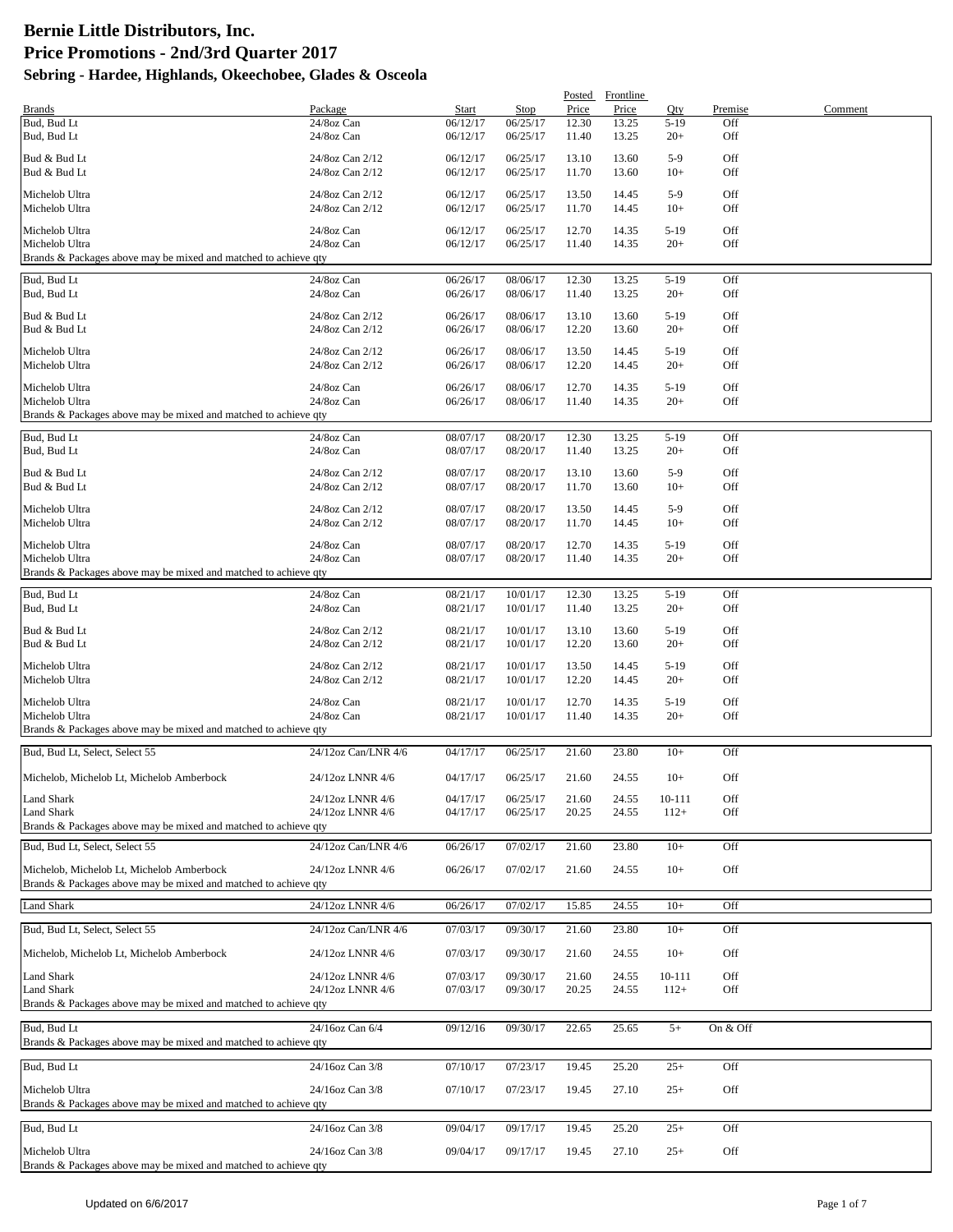# Bernie Little Distributors, Inc.
## Price Promotions - 2nd/3rd Quarter 2017
### Sebring - Hardee, Highlands, Okeechobee, Glades & Osceola

| Brands | Package | Start | Stop | Posted Price | Frontline Price | Qty | Premise | Comment |
|---|---|---|---|---|---|---|---|---|
| Bud, Bud Lt | 24/8oz Can | 06/12/17 | 06/25/17 | 12.30 | 13.25 | 5-19 | Off | |
| Bud, Bud Lt | 24/8oz Can | 06/12/17 | 06/25/17 | 11.40 | 13.25 | 20+ | Off | |
| Bud & Bud Lt | 24/8oz Can 2/12 | 06/12/17 | 06/25/17 | 13.10 | 13.60 | 5-9 | Off | |
| Bud & Bud Lt | 24/8oz Can 2/12 | 06/12/17 | 06/25/17 | 11.70 | 13.60 | 10+ | Off | |
| Michelob Ultra | 24/8oz Can 2/12 | 06/12/17 | 06/25/17 | 13.50 | 14.45 | 5-9 | Off | |
| Michelob Ultra | 24/8oz Can 2/12 | 06/12/17 | 06/25/17 | 11.70 | 14.45 | 10+ | Off | |
| Michelob Ultra | 24/8oz Can | 06/12/17 | 06/25/17 | 12.70 | 14.35 | 5-19 | Off | |
| Michelob Ultra | 24/8oz Can | 06/12/17 | 06/25/17 | 11.40 | 14.35 | 20+ | Off | |
| Brands & Packages above may be mixed and matched to achieve qty | | | | | | | | |
| Bud, Bud Lt | 24/8oz Can | 06/26/17 | 08/06/17 | 12.30 | 13.25 | 5-19 | Off | |
| Bud, Bud Lt | 24/8oz Can | 06/26/17 | 08/06/17 | 11.40 | 13.25 | 20+ | Off | |
| Bud & Bud Lt | 24/8oz Can 2/12 | 06/26/17 | 08/06/17 | 13.10 | 13.60 | 5-19 | Off | |
| Bud & Bud Lt | 24/8oz Can 2/12 | 06/26/17 | 08/06/17 | 12.20 | 13.60 | 20+ | Off | |
| Michelob Ultra | 24/8oz Can 2/12 | 06/26/17 | 08/06/17 | 13.50 | 14.45 | 5-19 | Off | |
| Michelob Ultra | 24/8oz Can 2/12 | 06/26/17 | 08/06/17 | 12.20 | 14.45 | 20+ | Off | |
| Michelob Ultra | 24/8oz Can | 06/26/17 | 08/06/17 | 12.70 | 14.35 | 5-19 | Off | |
| Michelob Ultra | 24/8oz Can | 06/26/17 | 08/06/17 | 11.40 | 14.35 | 20+ | Off | |
| Brands & Packages above may be mixed and matched to achieve qty | | | | | | | | |
| Bud, Bud Lt | 24/8oz Can | 08/07/17 | 08/20/17 | 12.30 | 13.25 | 5-19 | Off | |
| Bud, Bud Lt | 24/8oz Can | 08/07/17 | 08/20/17 | 11.40 | 13.25 | 20+ | Off | |
| Bud & Bud Lt | 24/8oz Can 2/12 | 08/07/17 | 08/20/17 | 13.10 | 13.60 | 5-9 | Off | |
| Bud & Bud Lt | 24/8oz Can 2/12 | 08/07/17 | 08/20/17 | 11.70 | 13.60 | 10+ | Off | |
| Michelob Ultra | 24/8oz Can 2/12 | 08/07/17 | 08/20/17 | 13.50 | 14.45 | 5-9 | Off | |
| Michelob Ultra | 24/8oz Can 2/12 | 08/07/17 | 08/20/17 | 11.70 | 14.45 | 10+ | Off | |
| Michelob Ultra | 24/8oz Can | 08/07/17 | 08/20/17 | 12.70 | 14.35 | 5-19 | Off | |
| Michelob Ultra | 24/8oz Can | 08/07/17 | 08/20/17 | 11.40 | 14.35 | 20+ | Off | |
| Brands & Packages above may be mixed and matched to achieve qty | | | | | | | | |
| Bud, Bud Lt | 24/8oz Can | 08/21/17 | 10/01/17 | 12.30 | 13.25 | 5-19 | Off | |
| Bud, Bud Lt | 24/8oz Can | 08/21/17 | 10/01/17 | 11.40 | 13.25 | 20+ | Off | |
| Bud & Bud Lt | 24/8oz Can 2/12 | 08/21/17 | 10/01/17 | 13.10 | 13.60 | 5-19 | Off | |
| Bud & Bud Lt | 24/8oz Can 2/12 | 08/21/17 | 10/01/17 | 12.20 | 13.60 | 20+ | Off | |
| Michelob Ultra | 24/8oz Can 2/12 | 08/21/17 | 10/01/17 | 13.50 | 14.45 | 5-19 | Off | |
| Michelob Ultra | 24/8oz Can 2/12 | 08/21/17 | 10/01/17 | 12.20 | 14.45 | 20+ | Off | |
| Michelob Ultra | 24/8oz Can | 08/21/17 | 10/01/17 | 12.70 | 14.35 | 5-19 | Off | |
| Michelob Ultra | 24/8oz Can | 08/21/17 | 10/01/17 | 11.40 | 14.35 | 20+ | Off | |
| Brands & Packages above may be mixed and matched to achieve qty | | | | | | | | |
| Bud, Bud Lt, Select, Select 55 | 24/12oz Can/LNR 4/6 | 04/17/17 | 06/25/17 | 21.60 | 23.80 | 10+ | Off | |
| Michelob, Michelob Lt, Michelob Amberbock | 24/12oz LNNR 4/6 | 04/17/17 | 06/25/17 | 21.60 | 24.55 | 10+ | Off | |
| Land Shark | 24/12oz LNNR 4/6 | 04/17/17 | 06/25/17 | 21.60 | 24.55 | 10-111 | Off | |
| Land Shark | 24/12oz LNNR 4/6 | 04/17/17 | 06/25/17 | 20.25 | 24.55 | 112+ | Off | |
| Brands & Packages above may be mixed and matched to achieve qty | | | | | | | | |
| Bud, Bud Lt, Select, Select 55 | 24/12oz Can/LNR 4/6 | 06/26/17 | 07/02/17 | 21.60 | 23.80 | 10+ | Off | |
| Michelob, Michelob Lt, Michelob Amberbock | 24/12oz LNNR 4/6 | 06/26/17 | 07/02/17 | 21.60 | 24.55 | 10+ | Off | |
| Brands & Packages above may be mixed and matched to achieve qty | | | | | | | | |
| Land Shark | 24/12oz LNNR 4/6 | 06/26/17 | 07/02/17 | 15.85 | 24.55 | 10+ | Off | |
| Bud, Bud Lt, Select, Select 55 | 24/12oz Can/LNR 4/6 | 07/03/17 | 09/30/17 | 21.60 | 23.80 | 10+ | Off | |
| Michelob, Michelob Lt, Michelob Amberbock | 24/12oz LNNR 4/6 | 07/03/17 | 09/30/17 | 21.60 | 24.55 | 10+ | Off | |
| Land Shark | 24/12oz LNNR 4/6 | 07/03/17 | 09/30/17 | 21.60 | 24.55 | 10-111 | Off | |
| Land Shark | 24/12oz LNNR 4/6 | 07/03/17 | 09/30/17 | 20.25 | 24.55 | 112+ | Off | |
| Brands & Packages above may be mixed and matched to achieve qty | | | | | | | | |
| Bud, Bud Lt | 24/16oz Can 6/4 | 09/12/16 | 09/30/17 | 22.65 | 25.65 | 5+ | On & Off | |
| Brands & Packages above may be mixed and matched to achieve qty | | | | | | | | |
| Bud, Bud Lt | 24/16oz Can 3/8 | 07/10/17 | 07/23/17 | 19.45 | 25.20 | 25+ | Off | |
| Michelob Ultra | 24/16oz Can 3/8 | 07/10/17 | 07/23/17 | 19.45 | 27.10 | 25+ | Off | |
| Brands & Packages above may be mixed and matched to achieve qty | | | | | | | | |
| Bud, Bud Lt | 24/16oz Can 3/8 | 09/04/17 | 09/17/17 | 19.45 | 25.20 | 25+ | Off | |
| Michelob Ultra | 24/16oz Can 3/8 | 09/04/17 | 09/17/17 | 19.45 | 27.10 | 25+ | Off | |
| Brands & Packages above may be mixed and matched to achieve qty | | | | | | | | |

Updated on 6/6/2017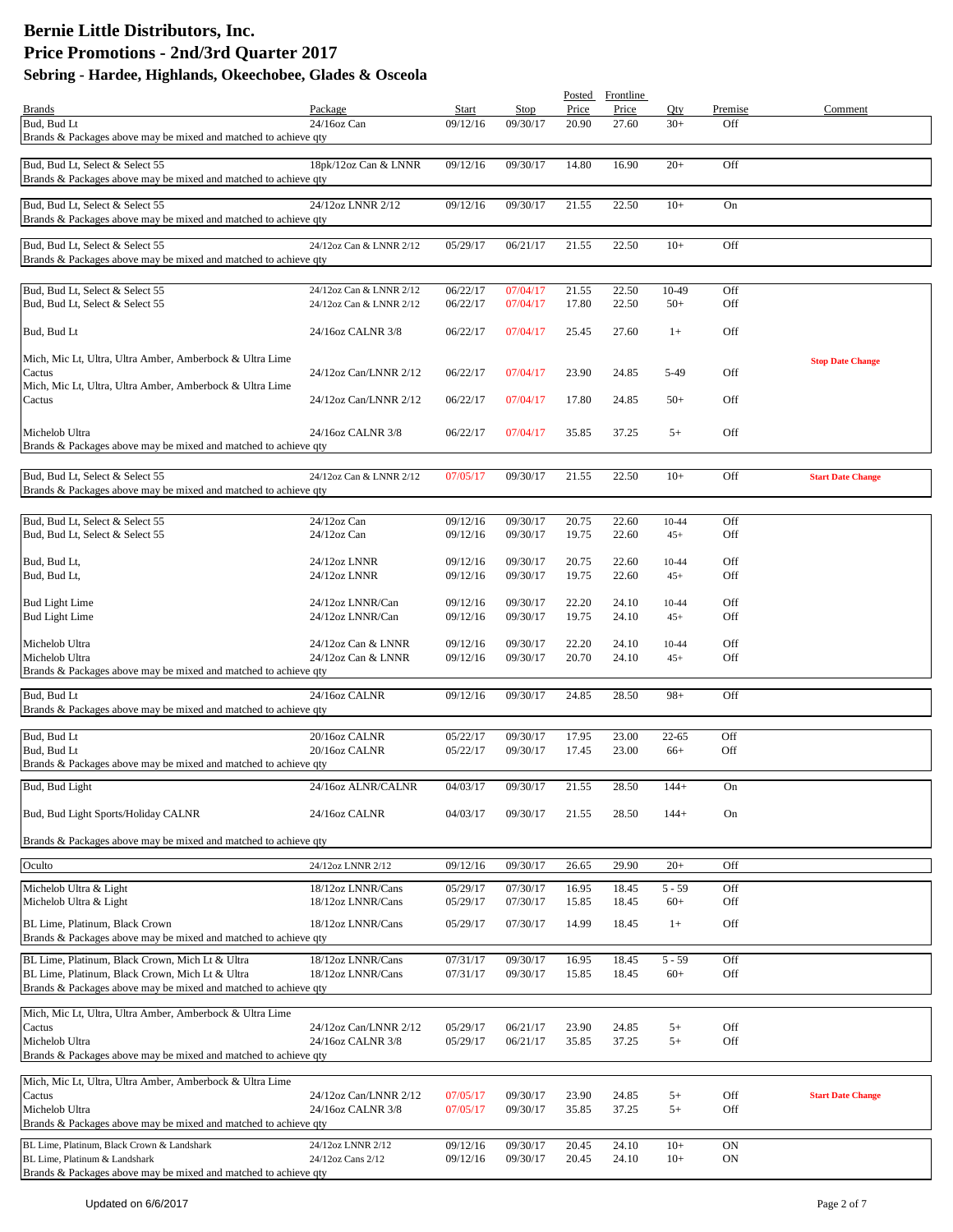# Bernie Little Distributors, Inc.
## Price Promotions - 2nd/3rd Quarter 2017
### Sebring - Hardee, Highlands, Okeechobee, Glades & Osceola

| Brands | Package | Start | Stop | Posted Price | Frontline Price | Qty | Premise | Comment |
|---|---|---|---|---|---|---|---|---|
| Bud, Bud Lt | 24/16oz Can | 09/12/16 | 09/30/17 | 20.90 | 27.60 | 30+ | Off | |
| Brands & Packages above may be mixed and matched to achieve qty | | | | | | | | |
| Bud, Bud Lt, Select & Select 55 | 18pk/12oz Can & LNNR | 09/12/16 | 09/30/17 | 14.80 | 16.90 | 20+ | Off | |
| Brands & Packages above may be mixed and matched to achieve qty | | | | | | | | |
| Bud, Bud Lt, Select & Select 55 | 24/12oz LNNR 2/12 | 09/12/16 | 09/30/17 | 21.55 | 22.50 | 10+ | On | |
| Brands & Packages above may be mixed and matched to achieve qty | | | | | | | | |
| Bud, Bud Lt, Select & Select 55 | 24/12oz Can & LNNR 2/12 | 05/29/17 | 06/21/17 | 21.55 | 22.50 | 10+ | Off | |
| Brands & Packages above may be mixed and matched to achieve qty | | | | | | | | |
| Bud, Bud Lt, Select & Select 55 | 24/12oz Can & LNNR 2/12 | 06/22/17 | 07/04/17 | 21.55 | 22.50 | 10-49 | Off | |
| Bud, Bud Lt, Select & Select 55 | 24/12oz Can & LNNR 2/12 | 06/22/17 | 07/04/17 | 17.80 | 22.50 | 50+ | Off | |
| Bud, Bud Lt | 24/16oz CALNR 3/8 | 06/22/17 | 07/04/17 | 25.45 | 27.60 | 1+ | Off | |
| Mich, Mic Lt, Ultra, Ultra Amber, Amberbock & Ultra Lime Cactus | 24/12oz Can/LNNR 2/12 | 06/22/17 | 07/04/17 | 23.90 | 24.85 | 5-49 | Off | **Stop Date Change** |
| Mich, Mic Lt, Ultra, Ultra Amber, Amberbock & Ultra Lime Cactus | 24/12oz Can/LNNR 2/12 | 06/22/17 | 07/04/17 | 17.80 | 24.85 | 50+ | Off | |
| Michelob Ultra | 24/16oz CALNR 3/8 | 06/22/17 | 07/04/17 | 35.85 | 37.25 | 5+ | Off | |
| Brands & Packages above may be mixed and matched to achieve qty | | | | | | | | |
| Bud, Bud Lt, Select & Select 55 | 24/12oz Can & LNNR 2/12 | 07/05/17 | 09/30/17 | 21.55 | 22.50 | 10+ | Off | **Start Date Change** |
| Brands & Packages above may be mixed and matched to achieve qty | | | | | | | | |
| Bud, Bud Lt, Select & Select 55 | 24/12oz Can | 09/12/16 | 09/30/17 | 20.75 | 22.60 | 10-44 | Off | |
| Bud, Bud Lt, Select & Select 55 | 24/12oz Can | 09/12/16 | 09/30/17 | 19.75 | 22.60 | 45+ | Off | |
| Bud, Bud Lt, | 24/12oz LNNR | 09/12/16 | 09/30/17 | 20.75 | 22.60 | 10-44 | Off | |
| Bud, Bud Lt, | 24/12oz LNNR | 09/12/16 | 09/30/17 | 19.75 | 22.60 | 45+ | Off | |
| Bud Light Lime | 24/12oz LNNR/Can | 09/12/16 | 09/30/17 | 22.20 | 24.10 | 10-44 | Off | |
| Bud Light Lime | 24/12oz LNNR/Can | 09/12/16 | 09/30/17 | 19.75 | 24.10 | 45+ | Off | |
| Michelob Ultra | 24/12oz Can & LNNR | 09/12/16 | 09/30/17 | 22.20 | 24.10 | 10-44 | Off | |
| Michelob Ultra | 24/12oz Can & LNNR | 09/12/16 | 09/30/17 | 20.70 | 24.10 | 45+ | Off | |
| Brands & Packages above may be mixed and matched to achieve qty | | | | | | | | |
| Bud, Bud Lt | 24/16oz CALNR | 09/12/16 | 09/30/17 | 24.85 | 28.50 | 98+ | Off | |
| Brands & Packages above may be mixed and matched to achieve qty | | | | | | | | |
| Bud, Bud Lt | 20/16oz CALNR | 05/22/17 | 09/30/17 | 17.95 | 23.00 | 22-65 | Off | |
| Bud, Bud Lt | 20/16oz CALNR | 05/22/17 | 09/30/17 | 17.45 | 23.00 | 66+ | Off | |
| Brands & Packages above may be mixed and matched to achieve qty | | | | | | | | |
| Bud, Bud Light | 24/16oz ALNR/CALNR | 04/03/17 | 09/30/17 | 21.55 | 28.50 | 144+ | On | |
| Bud, Bud Light Sports/Holiday CALNR | 24/16oz CALNR | 04/03/17 | 09/30/17 | 21.55 | 28.50 | 144+ | On | |
| Brands & Packages above may be mixed and matched to achieve qty | | | | | | | | |
| Oculto | 24/12oz LNNR 2/12 | 09/12/16 | 09/30/17 | 26.65 | 29.90 | 20+ | Off | |
| Michelob Ultra & Light | 18/12oz LNNR/Cans | 05/29/17 | 07/30/17 | 16.95 | 18.45 | 5 - 59 | Off | |
| Michelob Ultra & Light | 18/12oz LNNR/Cans | 05/29/17 | 07/30/17 | 15.85 | 18.45 | 60+ | Off | |
| BL Lime, Platinum, Black Crown | 18/12oz LNNR/Cans | 05/29/17 | 07/30/17 | 14.99 | 18.45 | 1+ | Off | |
| Brands & Packages above may be mixed and matched to achieve qty | | | | | | | | |
| BL Lime, Platinum, Black Crown, Mich Lt & Ultra | 18/12oz LNNR/Cans | 07/31/17 | 09/30/17 | 16.95 | 18.45 | 5 - 59 | Off | |
| BL Lime, Platinum, Black Crown, Mich Lt & Ultra | 18/12oz LNNR/Cans | 07/31/17 | 09/30/17 | 15.85 | 18.45 | 60+ | Off | |
| Brands & Packages above may be mixed and matched to achieve qty | | | | | | | | |
| Mich, Mic Lt, Ultra, Ultra Amber, Amberbock & Ultra Lime Cactus | 24/12oz Can/LNNR 2/12 | 05/29/17 | 06/21/17 | 23.90 | 24.85 | 5+ | Off | |
| Michelob Ultra | 24/16oz CALNR 3/8 | 05/29/17 | 06/21/17 | 35.85 | 37.25 | 5+ | Off | |
| Brands & Packages above may be mixed and matched to achieve qty | | | | | | | | |
| Mich, Mic Lt, Ultra, Ultra Amber, Amberbock & Ultra Lime Cactus | 24/12oz Can/LNNR 2/12 | 07/05/17 | 09/30/17 | 23.90 | 24.85 | 5+ | Off | **Start Date Change** |
| Michelob Ultra | 24/16oz CALNR 3/8 | 07/05/17 | 09/30/17 | 35.85 | 37.25 | 5+ | Off | |
| Brands & Packages above may be mixed and matched to achieve qty | | | | | | | | |
| BL Lime, Platinum, Black Crown & Landshark | 24/12oz LNNR 2/12 | 09/12/16 | 09/30/17 | 20.45 | 24.10 | 10+ | ON | |
| BL Lime, Platinum & Landshark | 24/12oz Cans 2/12 | 09/12/16 | 09/30/17 | 20.45 | 24.10 | 10+ | ON | |
| Brands & Packages above may be mixed and matched to achieve qty | | | | | | | | |

Updated on 6/6/2017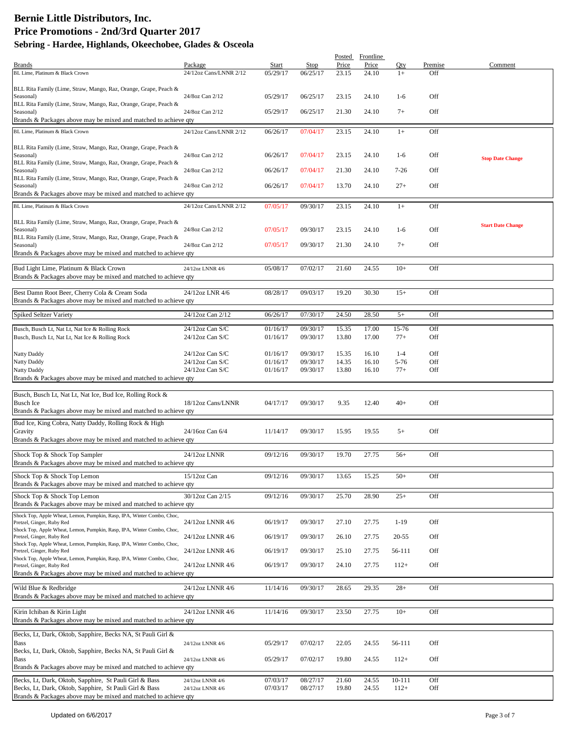# Bernie Little Distributors, Inc.
## Price Promotions - 2nd/3rd Quarter 2017
### Sebring - Hardee, Highlands, Okeechobee, Glades & Osceola

| Brands | Package | Start | Stop | Posted Price | Frontline Price | Qty | Premise | Comment |
|---|---|---|---|---|---|---|---|---|
| BL Lime, Platinum & Black Crown | 24/12oz Cans/LNNR 2/12 | 05/29/17 | 06/25/17 | 23.15 | 24.10 | 1+ | Off | |
| BLL Rita Family (Lime, Straw, Mango, Raz, Orange, Grape, Peach & Seasonal) | 24/8oz Can 2/12 | 05/29/17 | 06/25/17 | 23.15 | 24.10 | 1-6 | Off | |
| BLL Rita Family (Lime, Straw, Mango, Raz, Orange, Grape, Peach & Seasonal) | 24/8oz Can 2/12 | 05/29/17 | 06/25/17 | 21.30 | 24.10 | 7+ | Off | |
| Brands & Packages above may be mixed and matched to achieve qty | | | | | | | | |
| BL Lime, Platinum & Black Crown | 24/12oz Cans/LNNR 2/12 | 06/26/17 | 07/04/17 | 23.15 | 24.10 | 1+ | Off | |
| BLL Rita Family (Lime, Straw, Mango, Raz, Orange, Grape, Peach & Seasonal) | 24/8oz Can 2/12 | 06/26/17 | 07/04/17 | 23.15 | 24.10 | 1-6 | Off | **Stop Date Change** |
| BLL Rita Family (Lime, Straw, Mango, Raz, Orange, Grape, Peach & Seasonal) | 24/8oz Can 2/12 | 06/26/17 | 07/04/17 | 21.30 | 24.10 | 7-26 | Off | |
| BLL Rita Family (Lime, Straw, Mango, Raz, Orange, Grape, Peach & Seasonal) | 24/8oz Can 2/12 | 06/26/17 | 07/04/17 | 13.70 | 24.10 | 27+ | Off | |
| Brands & Packages above may be mixed and matched to achieve qty | | | | | | | | |
| BL Lime, Platinum & Black Crown | 24/12oz Cans/LNNR 2/12 | 07/05/17 | 09/30/17 | 23.15 | 24.10 | 1+ | Off | |
| BLL Rita Family (Lime, Straw, Mango, Raz, Orange, Grape, Peach & Seasonal) | 24/8oz Can 2/12 | 07/05/17 | 09/30/17 | 23.15 | 24.10 | 1-6 | Off | **Start Date Change** |
| BLL Rita Family (Lime, Straw, Mango, Raz, Orange, Grape, Peach & Seasonal) | 24/8oz Can 2/12 | 07/05/17 | 09/30/17 | 21.30 | 24.10 | 7+ | Off | |
| Brands & Packages above may be mixed and matched to achieve qty | | | | | | | | |
| Bud Light Lime, Platinum & Black Crown | 24/12oz LNNR 4/6 | 05/08/17 | 07/02/17 | 21.60 | 24.55 | 10+ | Off | |
| Brands & Packages above may be mixed and matched to achieve qty | | | | | | | | |
| Best Damn Root Beer, Cherry Cola & Cream Soda | 24/12oz LNR 4/6 | 08/28/17 | 09/03/17 | 19.20 | 30.30 | 15+ | Off | |
| Brands & Packages above may be mixed and matched to achieve qty | | | | | | | | |
| Spiked Seltzer Variety | 24/12oz Can 2/12 | 06/26/17 | 07/30/17 | 24.50 | 28.50 | 5+ | Off | |
| Busch, Busch Lt, Nat Lt, Nat Ice & Rolling Rock | 24/12oz Can S/C | 01/16/17 | 09/30/17 | 15.35 | 17.00 | 15-76 | Off | |
| Busch, Busch Lt, Nat Lt, Nat Ice & Rolling Rock | 24/12oz Can S/C | 01/16/17 | 09/30/17 | 13.80 | 17.00 | 77+ | Off | |
| Natty Daddy | 24/12oz Can S/C | 01/16/17 | 09/30/17 | 15.35 | 16.10 | 1-4 | Off | |
| Natty Daddy | 24/12oz Can S/C | 01/16/17 | 09/30/17 | 14.35 | 16.10 | 5-76 | Off | |
| Natty Daddy | 24/12oz Can S/C | 01/16/17 | 09/30/17 | 13.80 | 16.10 | 77+ | Off | |
| Brands & Packages above may be mixed and matched to achieve qty | | | | | | | | |
| Busch, Busch Lt, Nat Lt, Nat Ice, Bud Ice, Rolling Rock & Busch Ice | 18/12oz Cans/LNNR | 04/17/17 | 09/30/17 | 9.35 | 12.40 | 40+ | Off | |
| Brands & Packages above may be mixed and matched to achieve qty | | | | | | | | |
| Bud Ice, King Cobra, Natty Daddy, Rolling Rock & High Gravity | 24/16oz Can 6/4 | 11/14/17 | 09/30/17 | 15.95 | 19.55 | 5+ | Off | |
| Brands & Packages above may be mixed and matched to achieve qty | | | | | | | | |
| Shock Top & Shock Top Sampler | 24/12oz LNNR | 09/12/16 | 09/30/17 | 19.70 | 27.75 | 56+ | Off | |
| Brands & Packages above may be mixed and matched to achieve qty | | | | | | | | |
| Shock Top & Shock Top Lemon | 15/12oz Can | 09/12/16 | 09/30/17 | 13.65 | 15.25 | 50+ | Off | |
| Brands & Packages above may be mixed and matched to achieve qty | | | | | | | | |
| Shock Top & Shock Top Lemon | 30/12oz Can 2/15 | 09/12/16 | 09/30/17 | 25.70 | 28.90 | 25+ | Off | |
| Brands & Packages above may be mixed and matched to achieve qty | | | | | | | | |
| Shock Top, Apple Wheat, Lemon, Pumpkin, Rasp, IPA, Winter Combo, Choc, Pretzel, Ginger, Ruby Red | 24/12oz LNNR 4/6 | 06/19/17 | 09/30/17 | 27.10 | 27.75 | 1-19 | Off | |
| Shock Top, Apple Wheat, Lemon, Pumpkin, Rasp, IPA, Winter Combo, Choc, Pretzel, Ginger, Ruby Red | 24/12oz LNNR 4/6 | 06/19/17 | 09/30/17 | 26.10 | 27.75 | 20-55 | Off | |
| Shock Top, Apple Wheat, Lemon, Pumpkin, Rasp, IPA, Winter Combo, Choc, Pretzel, Ginger, Ruby Red | 24/12oz LNNR 4/6 | 06/19/17 | 09/30/17 | 25.10 | 27.75 | 56-111 | Off | |
| Shock Top, Apple Wheat, Lemon, Pumpkin, Rasp, IPA, Winter Combo, Choc, Pretzel, Ginger, Ruby Red | 24/12oz LNNR 4/6 | 06/19/17 | 09/30/17 | 24.10 | 27.75 | 112+ | Off | |
| Brands & Packages above may be mixed and matched to achieve qty | | | | | | | | |
| Wild Blue & Redbridge | 24/12oz LNNR 4/6 | 11/14/16 | 09/30/17 | 28.65 | 29.35 | 28+ | Off | |
| Brands & Packages above may be mixed and matched to achieve qty | | | | | | | | |
| Kirin Ichiban & Kirin Light | 24/12oz LNNR 4/6 | 11/14/16 | 09/30/17 | 23.50 | 27.75 | 10+ | Off | |
| Brands & Packages above may be mixed and matched to achieve qty | | | | | | | | |
| Becks, Lt, Dark, Oktob, Sapphire, Becks NA, St Pauli Girl & Bass | 24/12oz LNNR 4/6 | 05/29/17 | 07/02/17 | 22.05 | 24.55 | 56-111 | Off | |
| Becks, Lt, Dark, Oktob, Sapphire, Becks NA, St Pauli Girl & Bass | 24/12oz LNNR 4/6 | 05/29/17 | 07/02/17 | 19.80 | 24.55 | 112+ | Off | |
| Brands & Packages above may be mixed and matched to achieve qty | | | | | | | | |
| Becks, Lt, Dark, Oktob, Sapphire, St Pauli Girl & Bass | 24/12oz LNNR 4/6 | 07/03/17 | 08/27/17 | 21.60 | 24.55 | 10-111 | Off | |
| Becks, Lt, Dark, Oktob, Sapphire, St Pauli Girl & Bass | 24/12oz LNNR 4/6 | 07/03/17 | 08/27/17 | 19.80 | 24.55 | 112+ | Off | |
| Brands & Packages above may be mixed and matched to achieve qty | | | | | | | | |

Updated on 6/6/2017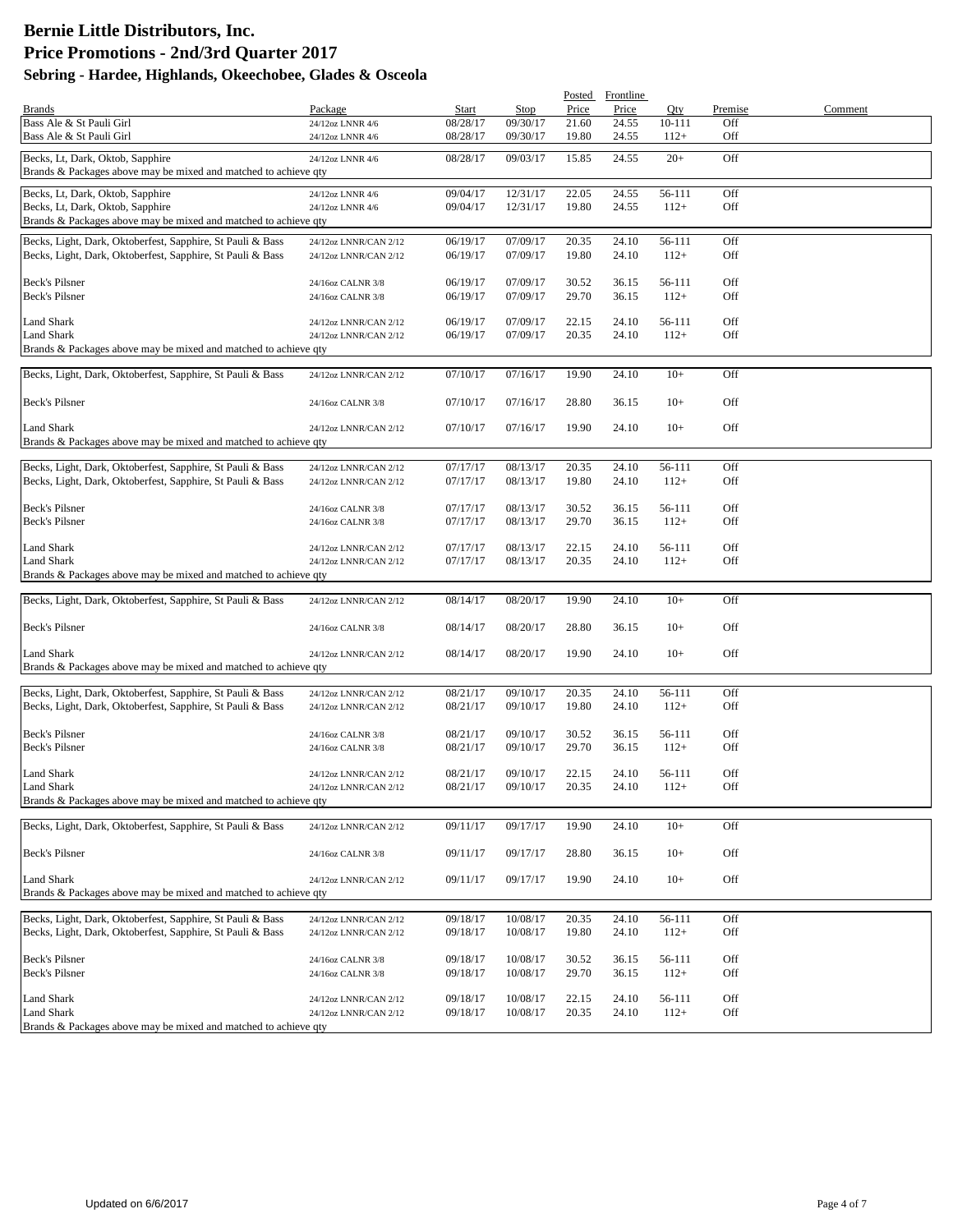# Bernie Little Distributors, Inc.
# Price Promotions - 2nd/3rd Quarter 2017
## Sebring - Hardee, Highlands, Okeechobee, Glades & Osceola

| Brands | Package | Start | Stop | Posted Price | Frontline Price | Qty | Premise | Comment |
|---|---|---|---|---|---|---|---|---|
| Bass Ale & St Pauli Girl | 24/12oz LNNR 4/6 | 08/28/17 | 09/30/17 | 21.60 | 24.55 | 10-111 | Off | |
| Bass Ale & St Pauli Girl | 24/12oz LNNR 4/6 | 08/28/17 | 09/30/17 | 19.80 | 24.55 | 112+ | Off | |
| Becks, Lt, Dark, Oktob, Sapphire | 24/12oz LNNR 4/6 | 08/28/17 | 09/03/17 | 15.85 | 24.55 | 20+ | Off | |
| Brands & Packages above may be mixed and matched to achieve qty | | | | | | | | |
| Becks, Lt, Dark, Oktob, Sapphire | 24/12oz LNNR 4/6 | 09/04/17 | 12/31/17 | 22.05 | 24.55 | 56-111 | Off | |
| Becks, Lt, Dark, Oktob, Sapphire | 24/12oz LNNR 4/6 | 09/04/17 | 12/31/17 | 19.80 | 24.55 | 112+ | Off | |
| Brands & Packages above may be mixed and matched to achieve qty | | | | | | | | |
| Becks, Light, Dark, Oktoberfest, Sapphire, St Pauli & Bass | 24/12oz LNNR/CAN 2/12 | 06/19/17 | 07/09/17 | 20.35 | 24.10 | 56-111 | Off | |
| Becks, Light, Dark, Oktoberfest, Sapphire, St Pauli & Bass | 24/12oz LNNR/CAN 2/12 | 06/19/17 | 07/09/17 | 19.80 | 24.10 | 112+ | Off | |
| Beck's Pilsner | 24/16oz CALNR 3/8 | 06/19/17 | 07/09/17 | 30.52 | 36.15 | 56-111 | Off | |
| Beck's Pilsner | 24/16oz CALNR 3/8 | 06/19/17 | 07/09/17 | 29.70 | 36.15 | 112+ | Off | |
| Land Shark | 24/12oz LNNR/CAN 2/12 | 06/19/17 | 07/09/17 | 22.15 | 24.10 | 56-111 | Off | |
| Land Shark | 24/12oz LNNR/CAN 2/12 | 06/19/17 | 07/09/17 | 20.35 | 24.10 | 112+ | Off | |
| Brands & Packages above may be mixed and matched to achieve qty | | | | | | | | |
| Becks, Light, Dark, Oktoberfest, Sapphire, St Pauli & Bass | 24/12oz LNNR/CAN 2/12 | 07/10/17 | 07/16/17 | 19.90 | 24.10 | 10+ | Off | |
| Beck's Pilsner | 24/16oz CALNR 3/8 | 07/10/17 | 07/16/17 | 28.80 | 36.15 | 10+ | Off | |
| Land Shark | 24/12oz LNNR/CAN 2/12 | 07/10/17 | 07/16/17 | 19.90 | 24.10 | 10+ | Off | |
| Brands & Packages above may be mixed and matched to achieve qty | | | | | | | | |
| Becks, Light, Dark, Oktoberfest, Sapphire, St Pauli & Bass | 24/12oz LNNR/CAN 2/12 | 07/17/17 | 08/13/17 | 20.35 | 24.10 | 56-111 | Off | |
| Becks, Light, Dark, Oktoberfest, Sapphire, St Pauli & Bass | 24/12oz LNNR/CAN 2/12 | 07/17/17 | 08/13/17 | 19.80 | 24.10 | 112+ | Off | |
| Beck's Pilsner | 24/16oz CALNR 3/8 | 07/17/17 | 08/13/17 | 30.52 | 36.15 | 56-111 | Off | |
| Beck's Pilsner | 24/16oz CALNR 3/8 | 07/17/17 | 08/13/17 | 29.70 | 36.15 | 112+ | Off | |
| Land Shark | 24/12oz LNNR/CAN 2/12 | 07/17/17 | 08/13/17 | 22.15 | 24.10 | 56-111 | Off | |
| Land Shark | 24/12oz LNNR/CAN 2/12 | 07/17/17 | 08/13/17 | 20.35 | 24.10 | 112+ | Off | |
| Brands & Packages above may be mixed and matched to achieve qty | | | | | | | | |
| Becks, Light, Dark, Oktoberfest, Sapphire, St Pauli & Bass | 24/12oz LNNR/CAN 2/12 | 08/14/17 | 08/20/17 | 19.90 | 24.10 | 10+ | Off | |
| Beck's Pilsner | 24/16oz CALNR 3/8 | 08/14/17 | 08/20/17 | 28.80 | 36.15 | 10+ | Off | |
| Land Shark | 24/12oz LNNR/CAN 2/12 | 08/14/17 | 08/20/17 | 19.90 | 24.10 | 10+ | Off | |
| Brands & Packages above may be mixed and matched to achieve qty | | | | | | | | |
| Becks, Light, Dark, Oktoberfest, Sapphire, St Pauli & Bass | 24/12oz LNNR/CAN 2/12 | 08/21/17 | 09/10/17 | 20.35 | 24.10 | 56-111 | Off | |
| Becks, Light, Dark, Oktoberfest, Sapphire, St Pauli & Bass | 24/12oz LNNR/CAN 2/12 | 08/21/17 | 09/10/17 | 19.80 | 24.10 | 112+ | Off | |
| Beck's Pilsner | 24/16oz CALNR 3/8 | 08/21/17 | 09/10/17 | 30.52 | 36.15 | 56-111 | Off | |
| Beck's Pilsner | 24/16oz CALNR 3/8 | 08/21/17 | 09/10/17 | 29.70 | 36.15 | 112+ | Off | |
| Land Shark | 24/12oz LNNR/CAN 2/12 | 08/21/17 | 09/10/17 | 22.15 | 24.10 | 56-111 | Off | |
| Land Shark | 24/12oz LNNR/CAN 2/12 | 08/21/17 | 09/10/17 | 20.35 | 24.10 | 112+ | Off | |
| Brands & Packages above may be mixed and matched to achieve qty | | | | | | | | |
| Becks, Light, Dark, Oktoberfest, Sapphire, St Pauli & Bass | 24/12oz LNNR/CAN 2/12 | 09/11/17 | 09/17/17 | 19.90 | 24.10 | 10+ | Off | |
| Beck's Pilsner | 24/16oz CALNR 3/8 | 09/11/17 | 09/17/17 | 28.80 | 36.15 | 10+ | Off | |
| Land Shark | 24/12oz LNNR/CAN 2/12 | 09/11/17 | 09/17/17 | 19.90 | 24.10 | 10+ | Off | |
| Brands & Packages above may be mixed and matched to achieve qty | | | | | | | | |
| Becks, Light, Dark, Oktoberfest, Sapphire, St Pauli & Bass | 24/12oz LNNR/CAN 2/12 | 09/18/17 | 10/08/17 | 20.35 | 24.10 | 56-111 | Off | |
| Becks, Light, Dark, Oktoberfest, Sapphire, St Pauli & Bass | 24/12oz LNNR/CAN 2/12 | 09/18/17 | 10/08/17 | 19.80 | 24.10 | 112+ | Off | |
| Beck's Pilsner | 24/16oz CALNR 3/8 | 09/18/17 | 10/08/17 | 30.52 | 36.15 | 56-111 | Off | |
| Beck's Pilsner | 24/16oz CALNR 3/8 | 09/18/17 | 10/08/17 | 29.70 | 36.15 | 112+ | Off | |
| Land Shark | 24/12oz LNNR/CAN 2/12 | 09/18/17 | 10/08/17 | 22.15 | 24.10 | 56-111 | Off | |
| Land Shark | 24/12oz LNNR/CAN 2/12 | 09/18/17 | 10/08/17 | 20.35 | 24.10 | 112+ | Off | |
| Brands & Packages above may be mixed and matched to achieve qty | | | | | | | | |

Updated on 6/6/2017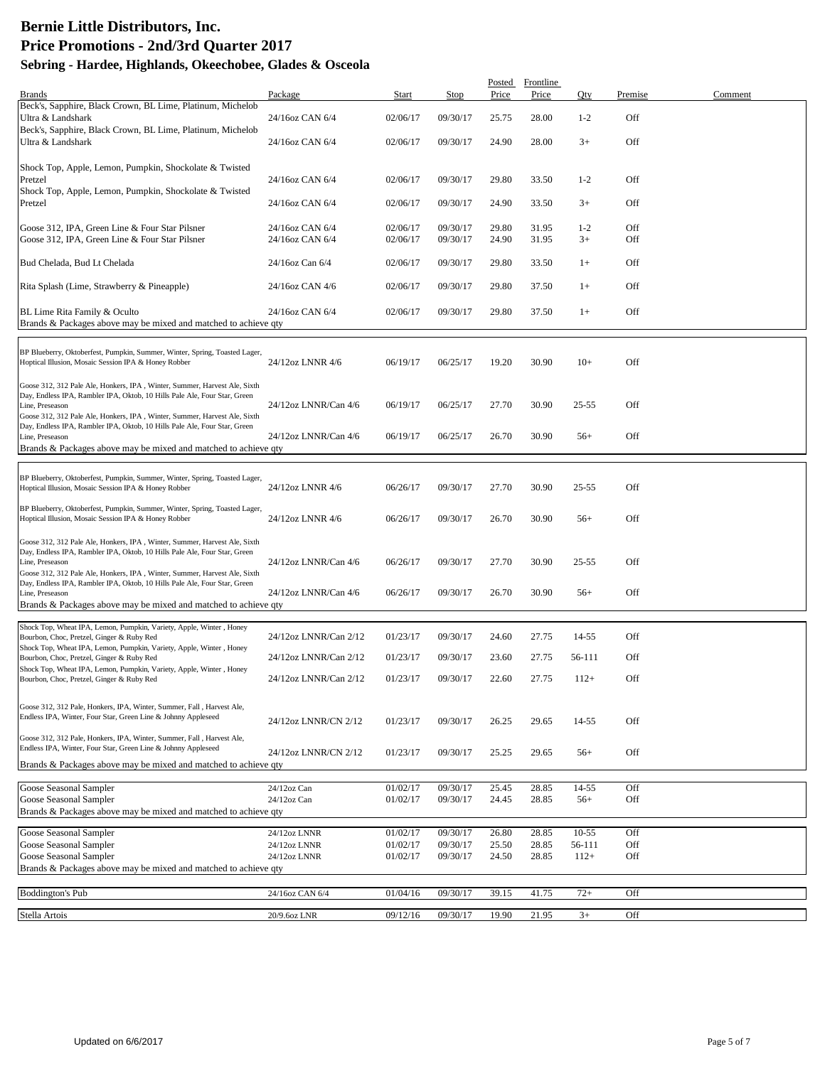# Bernie Little Distributors, Inc.
## Price Promotions - 2nd/3rd Quarter 2017
### Sebring - Hardee, Highlands, Okeechobee, Glades & Osceola

| Brands | Package | Start | Stop | Posted Price | Frontline Price | Qty | Premise | Comment |
|---|---|---|---|---|---|---|---|---|
| Beck's, Sapphire, Black Crown, BL Lime, Platinum, Michelob Ultra & Landshark | 24/16oz CAN 6/4 | 02/06/17 | 09/30/17 | 25.75 | 28.00 | 1-2 | Off | |
| Beck's, Sapphire, Black Crown, BL Lime, Platinum, Michelob Ultra & Landshark | 24/16oz CAN 6/4 | 02/06/17 | 09/30/17 | 24.90 | 28.00 | 3+ | Off | |
| Shock Top, Apple, Lemon, Pumpkin, Shockolate & Twisted Pretzel | 24/16oz CAN 6/4 | 02/06/17 | 09/30/17 | 29.80 | 33.50 | 1-2 | Off | |
| Shock Top, Apple, Lemon, Pumpkin, Shockolate & Twisted Pretzel | 24/16oz CAN 6/4 | 02/06/17 | 09/30/17 | 24.90 | 33.50 | 3+ | Off | |
| Goose 312, IPA, Green Line & Four Star Pilsner | 24/16oz CAN 6/4 | 02/06/17 | 09/30/17 | 29.80 | 31.95 | 1-2 | Off | |
| Goose 312, IPA, Green Line & Four Star Pilsner | 24/16oz CAN 6/4 | 02/06/17 | 09/30/17 | 24.90 | 31.95 | 3+ | Off | |
| Bud Chelada, Bud Lt Chelada | 24/16oz Can 6/4 | 02/06/17 | 09/30/17 | 29.80 | 33.50 | 1+ | Off | |
| Rita Splash (Lime, Strawberry & Pineapple) | 24/16oz CAN 4/6 | 02/06/17 | 09/30/17 | 29.80 | 37.50 | 1+ | Off | |
| BL Lime Rita Family & Oculto | 24/16oz CAN 6/4 | 02/06/17 | 09/30/17 | 29.80 | 37.50 | 1+ | Off | |
| Brands & Packages above may be mixed and matched to achieve qty | | | | | | | | |
| BP Blueberry, Oktoberfest, Pumpkin, Summer, Winter, Spring, Toasted Lager, Hoptical Illusion, Mosaic Session IPA & Honey Robber | 24/12oz LNNR 4/6 | 06/19/17 | 06/25/17 | 19.20 | 30.90 | 10+ | Off | |
| Goose 312, 312 Pale Ale, Honkers, IPA , Winter, Summer, Harvest Ale, Sixth Day, Endless IPA, Rambler IPA, Oktob, 10 Hills Pale Ale, Four Star, Green Line, Preseason | 24/12oz LNNR/Can 4/6 | 06/19/17 | 06/25/17 | 27.70 | 30.90 | 25-55 | Off | |
| Goose 312, 312 Pale Ale, Honkers, IPA , Winter, Summer, Harvest Ale, Sixth Day, Endless IPA, Rambler IPA, Oktob, 10 Hills Pale Ale, Four Star, Green Line, Preseason | 24/12oz LNNR/Can 4/6 | 06/19/17 | 06/25/17 | 26.70 | 30.90 | 56+ | Off | |
| Brands & Packages above may be mixed and matched to achieve qty | | | | | | | | |
| BP Blueberry, Oktoberfest, Pumpkin, Summer, Winter, Spring, Toasted Lager, Hoptical Illusion, Mosaic Session IPA & Honey Robber | 24/12oz LNNR 4/6 | 06/26/17 | 09/30/17 | 27.70 | 30.90 | 25-55 | Off | |
| BP Blueberry, Oktoberfest, Pumpkin, Summer, Winter, Spring, Toasted Lager, Hoptical Illusion, Mosaic Session IPA & Honey Robber | 24/12oz LNNR 4/6 | 06/26/17 | 09/30/17 | 26.70 | 30.90 | 56+ | Off | |
| Goose 312, 312 Pale Ale, Honkers, IPA , Winter, Summer, Harvest Ale, Sixth Day, Endless IPA, Rambler IPA, Oktob, 10 Hills Pale Ale, Four Star, Green Line, Preseason | 24/12oz LNNR/Can 4/6 | 06/26/17 | 09/30/17 | 27.70 | 30.90 | 25-55 | Off | |
| Goose 312, 312 Pale Ale, Honkers, IPA , Winter, Summer, Harvest Ale, Sixth Day, Endless IPA, Rambler IPA, Oktob, 10 Hills Pale Ale, Four Star, Green Line, Preseason | 24/12oz LNNR/Can 4/6 | 06/26/17 | 09/30/17 | 26.70 | 30.90 | 56+ | Off | |
| Brands & Packages above may be mixed and matched to achieve qty | | | | | | | | |
| Shock Top, Wheat IPA, Lemon, Pumpkin, Variety, Apple, Winter , Honey Bourbon, Choc, Pretzel, Ginger & Ruby Red | 24/12oz LNNR/Can 2/12 | 01/23/17 | 09/30/17 | 24.60 | 27.75 | 14-55 | Off | |
| Shock Top, Wheat IPA, Lemon, Pumpkin, Variety, Apple, Winter , Honey Bourbon, Choc, Pretzel, Ginger & Ruby Red | 24/12oz LNNR/Can 2/12 | 01/23/17 | 09/30/17 | 23.60 | 27.75 | 56-111 | Off | |
| Shock Top, Wheat IPA, Lemon, Pumpkin, Variety, Apple, Winter , Honey Bourbon, Choc, Pretzel, Ginger & Ruby Red | 24/12oz LNNR/Can 2/12 | 01/23/17 | 09/30/17 | 22.60 | 27.75 | 112+ | Off | |
| Goose 312, 312 Pale, Honkers, IPA, Winter, Summer, Fall , Harvest Ale, Endless IPA, Winter, Four Star, Green Line & Johnny Appleseed | 24/12oz LNNR/CN 2/12 | 01/23/17 | 09/30/17 | 26.25 | 29.65 | 14-55 | Off | |
| Goose 312, 312 Pale, Honkers, IPA, Winter, Summer, Fall , Harvest Ale, Endless IPA, Winter, Four Star, Green Line & Johnny Appleseed | 24/12oz LNNR/CN 2/12 | 01/23/17 | 09/30/17 | 25.25 | 29.65 | 56+ | Off | |
| Brands & Packages above may be mixed and matched to achieve qty | | | | | | | | |
| Goose Seasonal Sampler | 24/12oz Can | 01/02/17 | 09/30/17 | 25.45 | 28.85 | 14-55 | Off | |
| Goose Seasonal Sampler | 24/12oz Can | 01/02/17 | 09/30/17 | 24.45 | 28.85 | 56+ | Off | |
| Brands & Packages above may be mixed and matched to achieve qty | | | | | | | | |
| Goose Seasonal Sampler | 24/12oz LNNR | 01/02/17 | 09/30/17 | 26.80 | 28.85 | 10-55 | Off | |
| Goose Seasonal Sampler | 24/12oz LNNR | 01/02/17 | 09/30/17 | 25.50 | 28.85 | 56-111 | Off | |
| Goose Seasonal Sampler | 24/12oz LNNR | 01/02/17 | 09/30/17 | 24.50 | 28.85 | 112+ | Off | |
| Brands & Packages above may be mixed and matched to achieve qty | | | | | | | | |
| Boddington's Pub | 24/16oz CAN 6/4 | 01/04/16 | 09/30/17 | 39.15 | 41.75 | 72+ | Off | |
| Stella Artois | 20/9.6oz LNR | 09/12/16 | 09/30/17 | 19.90 | 21.95 | 3+ | Off | |

Updated on 6/6/2017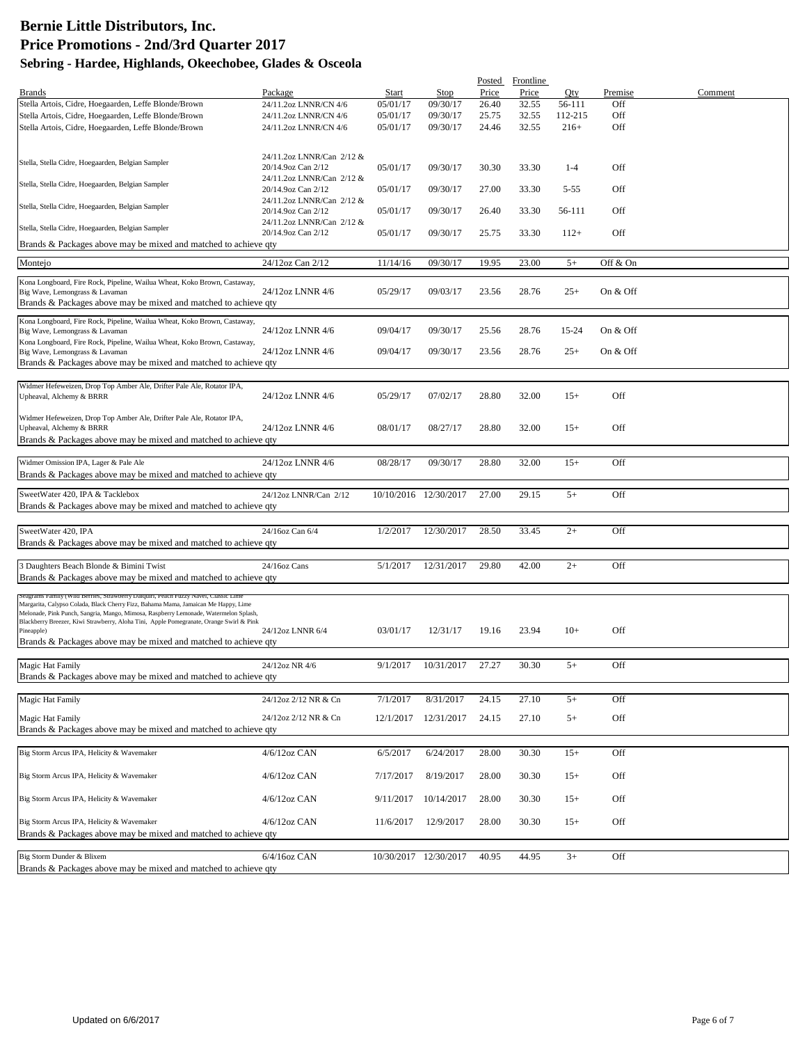# Bernie Little Distributors, Inc.
## Price Promotions - 2nd/3rd Quarter 2017
### Sebring - Hardee, Highlands, Okeechobee, Glades & Osceola

| Brands | Package | Start | Stop | Posted Price | Frontline Price | Qty | Premise | Comment |
|---|---|---|---|---|---|---|---|---|
| Stella Artois, Cidre, Hoegaarden, Leffe Blonde/Brown | 24/11.2oz LNNR/CN 4/6 | 05/01/17 | 09/30/17 | 26.40 | 32.55 | 56-111 | Off | |
| Stella Artois, Cidre, Hoegaarden, Leffe Blonde/Brown | 24/11.2oz LNNR/CN 4/6 | 05/01/17 | 09/30/17 | 25.75 | 32.55 | 112-215 | Off | |
| Stella Artois, Cidre, Hoegaarden, Leffe Blonde/Brown | 24/11.2oz LNNR/CN 4/6 | 05/01/17 | 09/30/17 | 24.46 | 32.55 | 216+ | Off | |
| Stella, Stella Cidre, Hoegaarden, Belgian Sampler | 24/11.2oz LNNR/Can 2/12 & 20/14.9oz Can 2/12 | 05/01/17 | 09/30/17 | 30.30 | 33.30 | 1-4 | Off | |
| Stella, Stella Cidre, Hoegaarden, Belgian Sampler | 24/11.2oz LNNR/Can 2/12 & 20/14.9oz Can 2/12 | 05/01/17 | 09/30/17 | 27.00 | 33.30 | 5-55 | Off | |
| Stella, Stella Cidre, Hoegaarden, Belgian Sampler | 24/11.2oz LNNR/Can 2/12 & 20/14.9oz Can 2/12 | 05/01/17 | 09/30/17 | 26.40 | 33.30 | 56-111 | Off | |
| Stella, Stella Cidre, Hoegaarden, Belgian Sampler | 24/11.2oz LNNR/Can 2/12 & 20/14.9oz Can 2/12 | 05/01/17 | 09/30/17 | 25.75 | 33.30 | 112+ | Off | |
| Brands & Packages above may be mixed and matched to achieve qty | | | | | | | | |
| Montejo | 24/12oz Can 2/12 | 11/14/16 | 09/30/17 | 19.95 | 23.00 | 5+ | Off & On | |
| Kona Longboard, Fire Rock, Pipeline, Wailua Wheat, Koko Brown, Castaway, Big Wave, Lemongrass & Lavaman | 24/12oz LNNR 4/6 | 05/29/17 | 09/03/17 | 23.56 | 28.76 | 25+ | On & Off | |
| Brands & Packages above may be mixed and matched to achieve qty | | | | | | | | |
| Kona Longboard, Fire Rock, Pipeline, Wailua Wheat, Koko Brown, Castaway, Big Wave, Lemongrass & Lavaman | 24/12oz LNNR 4/6 | 09/04/17 | 09/30/17 | 25.56 | 28.76 | 15-24 | On & Off | |
| Kona Longboard, Fire Rock, Pipeline, Wailua Wheat, Koko Brown, Castaway, Big Wave, Lemongrass & Lavaman | 24/12oz LNNR 4/6 | 09/04/17 | 09/30/17 | 23.56 | 28.76 | 25+ | On & Off | |
| Brands & Packages above may be mixed and matched to achieve qty | | | | | | | | |
| Widmer Hefeweizen, Drop Top Amber Ale, Drifter Pale Ale, Rotator IPA, Upheaval, Alchemy & BRRR | 24/12oz LNNR 4/6 | 05/29/17 | 07/02/17 | 28.80 | 32.00 | 15+ | Off | |
| Widmer Hefeweizen, Drop Top Amber Ale, Drifter Pale Ale, Rotator IPA, Upheaval, Alchemy & BRRR | 24/12oz LNNR 4/6 | 08/01/17 | 08/27/17 | 28.80 | 32.00 | 15+ | Off | |
| Brands & Packages above may be mixed and matched to achieve qty | | | | | | | | |
| Widmer Omission IPA, Lager & Pale Ale | 24/12oz LNNR 4/6 | 08/28/17 | 09/30/17 | 28.80 | 32.00 | 15+ | Off | |
| Brands & Packages above may be mixed and matched to achieve qty | | | | | | | | |
| SweetWater 420, IPA & Tacklebox | 24/12oz LNNR/Can 2/12 | 10/10/2016 | 12/30/2017 | 27.00 | 29.15 | 5+ | Off | |
| Brands & Packages above may be mixed and matched to achieve qty | | | | | | | | |
| SweetWater 420, IPA | 24/16oz Can 6/4 | 1/2/2017 | 12/30/2017 | 28.50 | 33.45 | 2+ | Off | |
| Brands & Packages above may be mixed and matched to achieve qty | | | | | | | | |
| 3 Daughters Beach Blonde & Bimini Twist | 24/16oz Cans | 5/1/2017 | 12/31/2017 | 29.80 | 42.00 | 2+ | Off | |
| Brands & Packages above may be mixed and matched to achieve qty | | | | | | | | |
| Seagrams Family (Wild Berries, Strawberry Daiquiri, Peach Fuzzy Navel, Classic Lime Margarita, Calypso Colada, Black Cherry Fizz, Bahama Mama, Jamaican Me Happy, Lime Melonade, Pink Punch, Sangria, Mango, Mimosa, Raspberry Lemonade, Watermelon Splash, Blackberry Breezer, Kiwi Strawberry, Aloha Tini, Apple Pomegranate, Orange Swirl & Pink Pineapple) | 24/12oz LNNR 6/4 | 03/01/17 | 12/31/17 | 19.16 | 23.94 | 10+ | Off | |
| Brands & Packages above may be mixed and matched to achieve qty | | | | | | | | |
| Magic Hat Family | 24/12oz NR 4/6 | 9/1/2017 | 10/31/2017 | 27.27 | 30.30 | 5+ | Off | |
| Brands & Packages above may be mixed and matched to achieve qty | | | | | | | | |
| Magic Hat Family | 24/12oz 2/12 NR & Cn | 7/1/2017 | 8/31/2017 | 24.15 | 27.10 | 5+ | Off | |
| Magic Hat Family | 24/12oz 2/12 NR & Cn | 12/1/2017 | 12/31/2017 | 24.15 | 27.10 | 5+ | Off | |
| Brands & Packages above may be mixed and matched to achieve qty | | | | | | | | |
| Big Storm Arcus IPA, Helicity & Wavemaker | 4/6/12oz CAN | 6/5/2017 | 6/24/2017 | 28.00 | 30.30 | 15+ | Off | |
| Big Storm Arcus IPA, Helicity & Wavemaker | 4/6/12oz CAN | 7/17/2017 | 8/19/2017 | 28.00 | 30.30 | 15+ | Off | |
| Big Storm Arcus IPA, Helicity & Wavemaker | 4/6/12oz CAN | 9/11/2017 | 10/14/2017 | 28.00 | 30.30 | 15+ | Off | |
| Big Storm Arcus IPA, Helicity & Wavemaker | 4/6/12oz CAN | 11/6/2017 | 12/9/2017 | 28.00 | 30.30 | 15+ | Off | |
| Brands & Packages above may be mixed and matched to achieve qty | | | | | | | | |
| Big Storm Dunder & Blixem | 6/4/16oz CAN | 10/30/2017 | 12/30/2017 | 40.95 | 44.95 | 3+ | Off | |
| Brands & Packages above may be mixed and matched to achieve qty | | | | | | | | |

Updated on 6/6/2017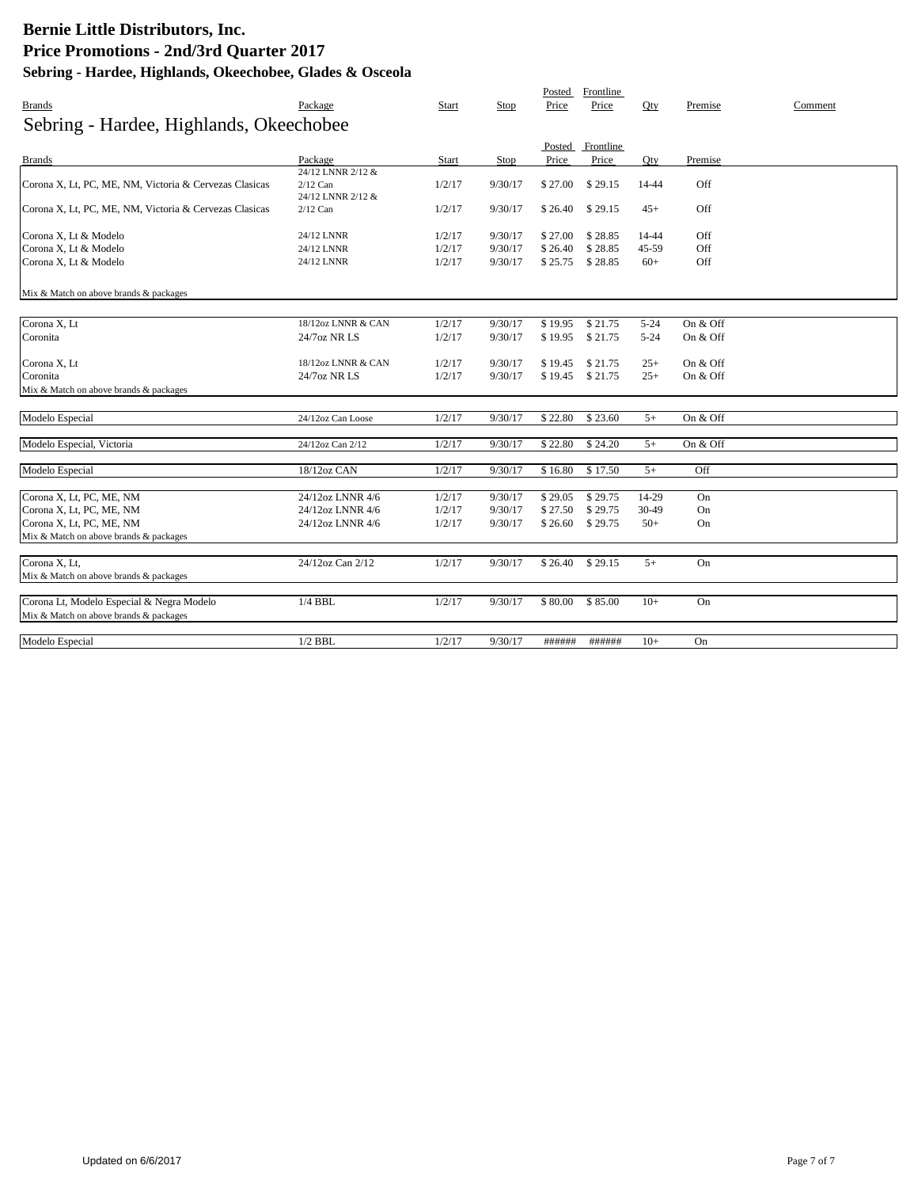# Bernie Little Distributors, Inc.
# Price Promotions - 2nd/3rd Quarter 2017
### Sebring - Hardee, Highlands, Okeechobee, Glades & Osceola

| Brands | Package | Start | Stop | Posted Price | Frontline Price | Qty | Premise | Comment |
|---|---|---|---|---|---|---|---|---|

## Sebring - Hardee, Highlands, Okeechobee

| Brands | Package | Start | Stop | Posted Price | Frontline Price | Qty | Premise |
|---|---|---|---|---|---|---|---|
| Corona X, Lt, PC, ME, NM, Victoria & Cervezas Clasicas | 24/12 LNNR 2/12 & 2/12 Can | 1/2/17 | 9/30/17 | $ 27.00 | $ 29.15 | 14-44 | Off |
| Corona X, Lt, PC, ME, NM, Victoria & Cervezas Clasicas | 24/12 LNNR 2/12 & 2/12 Can | 1/2/17 | 9/30/17 | $ 26.40 | $ 29.15 | 45+ | Off |
| Corona X, Lt & Modelo | 24/12 LNNR | 1/2/17 | 9/30/17 | $ 27.00 | $ 28.85 | 14-44 | Off |
| Corona X, Lt & Modelo | 24/12 LNNR | 1/2/17 | 9/30/17 | $ 26.40 | $ 28.85 | 45-59 | Off |
| Corona X, Lt & Modelo | 24/12 LNNR | 1/2/17 | 9/30/17 | $ 25.75 | $ 28.85 | 60+ | Off |
| Mix & Match on above brands & packages | | | | | | | |
| Corona X, Lt | 18/12oz LNNR & CAN | 1/2/17 | 9/30/17 | $ 19.95 | $ 21.75 | 5-24 | On & Off |
| Coronita | 24/7oz NR LS | 1/2/17 | 9/30/17 | $ 19.95 | $ 21.75 | 5-24 | On & Off |
| Corona X, Lt | 18/12oz LNNR & CAN | 1/2/17 | 9/30/17 | $ 19.45 | $ 21.75 | 25+ | On & Off |
| Coronita | 24/7oz NR LS | 1/2/17 | 9/30/17 | $ 19.45 | $ 21.75 | 25+ | On & Off |
| Mix & Match on above brands & packages | | | | | | | |
| Modelo Especial | 24/12oz Can Loose | 1/2/17 | 9/30/17 | $ 22.80 | $ 23.60 | 5+ | On & Off |
| Modelo Especial, Victoria | 24/12oz Can 2/12 | 1/2/17 | 9/30/17 | $ 22.80 | $ 24.20 | 5+ | On & Off |
| Modelo Especial | 18/12oz CAN | 1/2/17 | 9/30/17 | $ 16.80 | $ 17.50 | 5+ | Off |
| Corona X, Lt, PC, ME, NM | 24/12oz LNNR 4/6 | 1/2/17 | 9/30/17 | $ 29.05 | $ 29.75 | 14-29 | On |
| Corona X, Lt, PC, ME, NM | 24/12oz LNNR 4/6 | 1/2/17 | 9/30/17 | $ 27.50 | $ 29.75 | 30-49 | On |
| Corona X, Lt, PC, ME, NM | 24/12oz LNNR 4/6 | 1/2/17 | 9/30/17 | $ 26.60 | $ 29.75 | 50+ | On |
| Mix & Match on above brands & packages | | | | | | | |
| Corona X, Lt, | 24/12oz Can 2/12 | 1/2/17 | 9/30/17 | $ 26.40 | $ 29.15 | 5+ | On |
| Mix & Match on above brands & packages | | | | | | | |
| Corona Lt, Modelo Especial & Negra Modelo | 1/4 BBL | 1/2/17 | 9/30/17 | $ 80.00 | $ 85.00 | 10+ | On |
| Mix & Match on above brands & packages | | | | | | | |
| Modelo Especial | 1/2 BBL | 1/2/17 | 9/30/17 | ###### | ###### | 10+ | On |

Updated on 6/6/2017